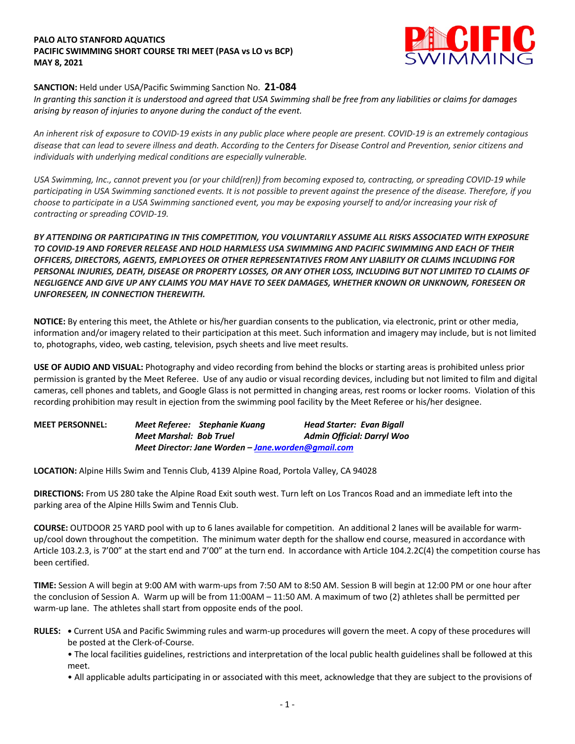**PALO ALTO STANFORD AQUATICS**
**PACIFIC SWIMMING SHORT COURSE TRI MEET (PASA vs LO vs BCP)**
**MAY 8, 2021**

**SANCTION:** Held under USA/Pacific Swimming Sanction No. **21-084**
*In granting this sanction it is understood and agreed that USA Swimming shall be free from any liabilities or claims for damages arising by reason of injuries to anyone during the conduct of the event.*

*An inherent risk of exposure to COVID-19 exists in any public place where people are present. COVID-19 is an extremely contagious disease that can lead to severe illness and death. According to the Centers for Disease Control and Prevention, senior citizens and individuals with underlying medical conditions are especially vulnerable.*

*USA Swimming, Inc., cannot prevent you (or your child(ren)) from becoming exposed to, contracting, or spreading COVID-19 while participating in USA Swimming sanctioned events. It is not possible to prevent against the presence of the disease. Therefore, if you choose to participate in a USA Swimming sanctioned event, you may be exposing yourself to and/or increasing your risk of contracting or spreading COVID-19.*

***BY ATTENDING OR PARTICIPATING IN THIS COMPETITION, YOU VOLUNTARILY ASSUME ALL RISKS ASSOCIATED WITH EXPOSURE TO COVID-19 AND FOREVER RELEASE AND HOLD HARMLESS USA SWIMMING AND PACIFIC SWIMMING AND EACH OF THEIR OFFICERS, DIRECTORS, AGENTS, EMPLOYEES OR OTHER REPRESENTATIVES FROM ANY LIABILITY OR CLAIMS INCLUDING FOR PERSONAL INJURIES, DEATH, DISEASE OR PROPERTY LOSSES, OR ANY OTHER LOSS, INCLUDING BUT NOT LIMITED TO CLAIMS OF NEGLIGENCE AND GIVE UP ANY CLAIMS YOU MAY HAVE TO SEEK DAMAGES, WHETHER KNOWN OR UNKNOWN, FORESEEN OR UNFORESEEN, IN CONNECTION THEREWITH.***

**NOTICE:** By entering this meet, the Athlete or his/her guardian consents to the publication, via electronic, print or other media, information and/or imagery related to their participation at this meet. Such information and imagery may include, but is not limited to, photographs, video, web casting, television, psych sheets and live meet results.

**USE OF AUDIO AND VISUAL:** Photography and video recording from behind the blocks or starting areas is prohibited unless prior permission is granted by the Meet Referee. Use of any audio or visual recording devices, including but not limited to film and digital cameras, cell phones and tablets, and Google Glass is not permitted in changing areas, rest rooms or locker rooms. Violation of this recording prohibition may result in ejection from the swimming pool facility by the Meet Referee or his/her designee.

**MEET PERSONNEL:**
***Meet Referee: Stephanie Kuang*** — ***Head Starter: Evan Bigall***
***Meet Marshal: Bob Truel*** — ***Admin Official: Darryl Woo***
***Meet Director: Jane Worden – Jane.worden@gmail.com***

**LOCATION:** Alpine Hills Swim and Tennis Club, 4139 Alpine Road, Portola Valley, CA 94028

**DIRECTIONS:** From US 280 take the Alpine Road Exit south west. Turn left on Los Trancos Road and an immediate left into the parking area of the Alpine Hills Swim and Tennis Club.

**COURSE:** OUTDOOR 25 YARD pool with up to 6 lanes available for competition. An additional 2 lanes will be available for warm-up/cool down throughout the competition. The minimum water depth for the shallow end course, measured in accordance with Article 103.2.3, is 7'00" at the start end and 7'00" at the turn end. In accordance with Article 104.2.2C(4) the competition course has been certified.

**TIME:** Session A will begin at 9:00 AM with warm-ups from 7:50 AM to 8:50 AM. Session B will begin at 12:00 PM or one hour after the conclusion of Session A. Warm up will be from 11:00AM – 11:50 AM. A maximum of two (2) athletes shall be permitted per warm-up lane. The athletes shall start from opposite ends of the pool.

**RULES:**
- Current USA and Pacific Swimming rules and warm-up procedures will govern the meet. A copy of these procedures will be posted at the Clerk-of-Course.
- The local facilities guidelines, restrictions and interpretation of the local public health guidelines shall be followed at this meet.
- All applicable adults participating in or associated with this meet, acknowledge that they are subject to the provisions of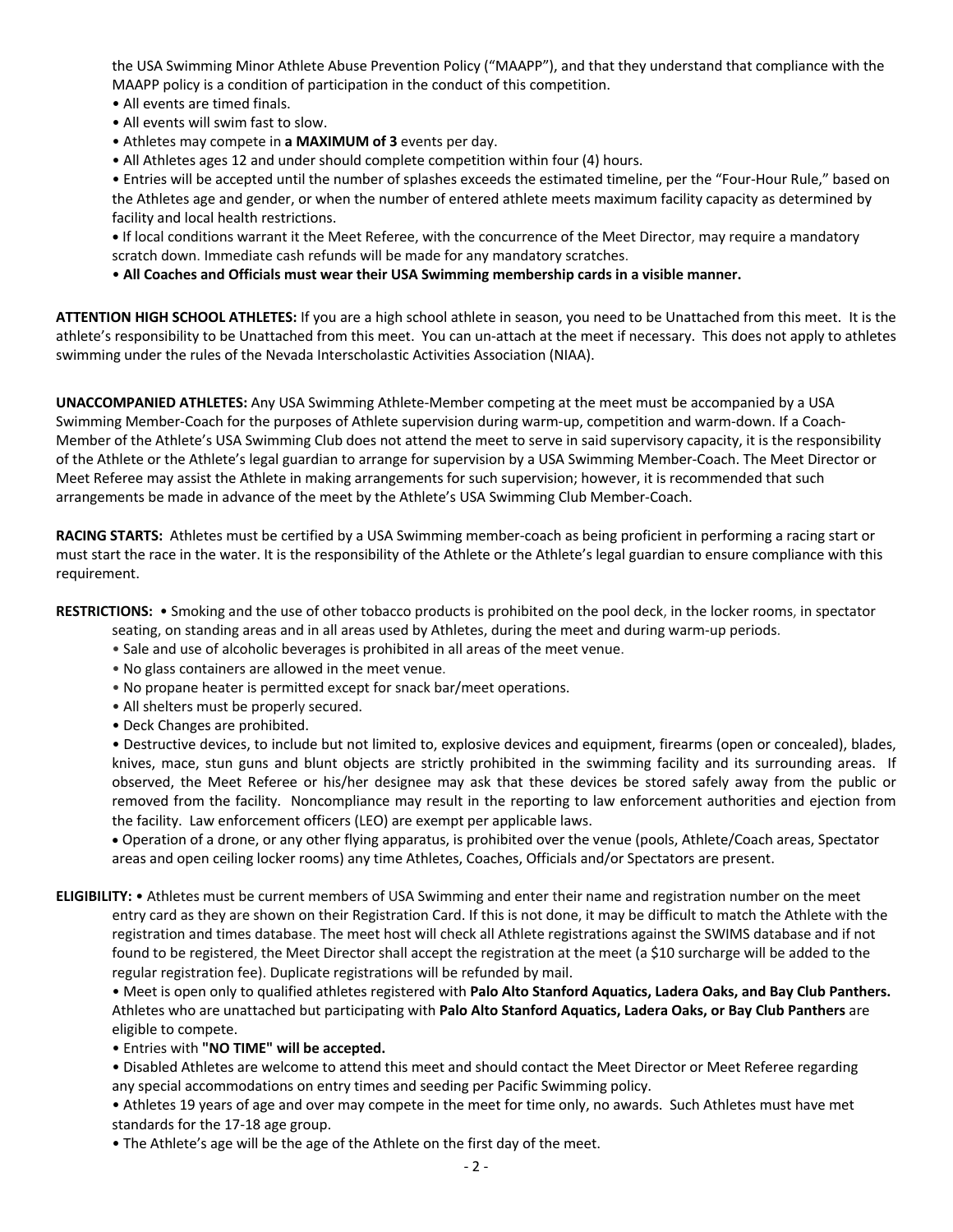the USA Swimming Minor Athlete Abuse Prevention Policy ("MAAPP"), and that they understand that compliance with the MAAPP policy is a condition of participation in the conduct of this competition.

- All events are timed finals.
- All events will swim fast to slow.
- Athletes may compete in **a MAXIMUM of 3** events per day.
- All Athletes ages 12 and under should complete competition within four (4) hours.
- Entries will be accepted until the number of splashes exceeds the estimated timeline, per the "Four-Hour Rule," based on the Athletes age and gender, or when the number of entered athlete meets maximum facility capacity as determined by facility and local health restrictions.
- If local conditions warrant it the Meet Referee, with the concurrence of the Meet Director, may require a mandatory scratch down. Immediate cash refunds will be made for any mandatory scratches.
- **All Coaches and Officials must wear their USA Swimming membership cards in a visible manner.**

**ATTENTION HIGH SCHOOL ATHLETES:** If you are a high school athlete in season, you need to be Unattached from this meet. It is the athlete's responsibility to be Unattached from this meet. You can un-attach at the meet if necessary. This does not apply to athletes swimming under the rules of the Nevada Interscholastic Activities Association (NIAA).

**UNACCOMPANIED ATHLETES:** Any USA Swimming Athlete-Member competing at the meet must be accompanied by a USA Swimming Member-Coach for the purposes of Athlete supervision during warm-up, competition and warm-down. If a Coach-Member of the Athlete's USA Swimming Club does not attend the meet to serve in said supervisory capacity, it is the responsibility of the Athlete or the Athlete's legal guardian to arrange for supervision by a USA Swimming Member-Coach. The Meet Director or Meet Referee may assist the Athlete in making arrangements for such supervision; however, it is recommended that such arrangements be made in advance of the meet by the Athlete's USA Swimming Club Member-Coach.

**RACING STARTS:** Athletes must be certified by a USA Swimming member-coach as being proficient in performing a racing start or must start the race in the water. It is the responsibility of the Athlete or the Athlete's legal guardian to ensure compliance with this requirement.

**RESTRICTIONS:**

- Smoking and the use of other tobacco products is prohibited on the pool deck, in the locker rooms, in spectator seating, on standing areas and in all areas used by Athletes, during the meet and during warm-up periods.
- Sale and use of alcoholic beverages is prohibited in all areas of the meet venue.
- No glass containers are allowed in the meet venue.
- No propane heater is permitted except for snack bar/meet operations.
- All shelters must be properly secured.
- Deck Changes are prohibited.
- Destructive devices, to include but not limited to, explosive devices and equipment, firearms (open or concealed), blades, knives, mace, stun guns and blunt objects are strictly prohibited in the swimming facility and its surrounding areas. If observed, the Meet Referee or his/her designee may ask that these devices be stored safely away from the public or removed from the facility. Noncompliance may result in the reporting to law enforcement authorities and ejection from the facility. Law enforcement officers (LEO) are exempt per applicable laws.
- Operation of a drone, or any other flying apparatus, is prohibited over the venue (pools, Athlete/Coach areas, Spectator areas and open ceiling locker rooms) any time Athletes, Coaches, Officials and/or Spectators are present.

**ELIGIBILITY:**

- Athletes must be current members of USA Swimming and enter their name and registration number on the meet entry card as they are shown on their Registration Card. If this is not done, it may be difficult to match the Athlete with the registration and times database. The meet host will check all Athlete registrations against the SWIMS database and if not found to be registered, the Meet Director shall accept the registration at the meet (a $10 surcharge will be added to the regular registration fee). Duplicate registrations will be refunded by mail.
- Meet is open only to qualified athletes registered with **Palo Alto Stanford Aquatics, Ladera Oaks, and Bay Club Panthers.** Athletes who are unattached but participating with **Palo Alto Stanford Aquatics, Ladera Oaks, or Bay Club Panthers** are eligible to compete.
- Entries with **"NO TIME" will be accepted.**
- Disabled Athletes are welcome to attend this meet and should contact the Meet Director or Meet Referee regarding any special accommodations on entry times and seeding per Pacific Swimming policy.
- Athletes 19 years of age and over may compete in the meet for time only, no awards. Such Athletes must have met standards for the 17-18 age group.
- The Athlete's age will be the age of the Athlete on the first day of the meet.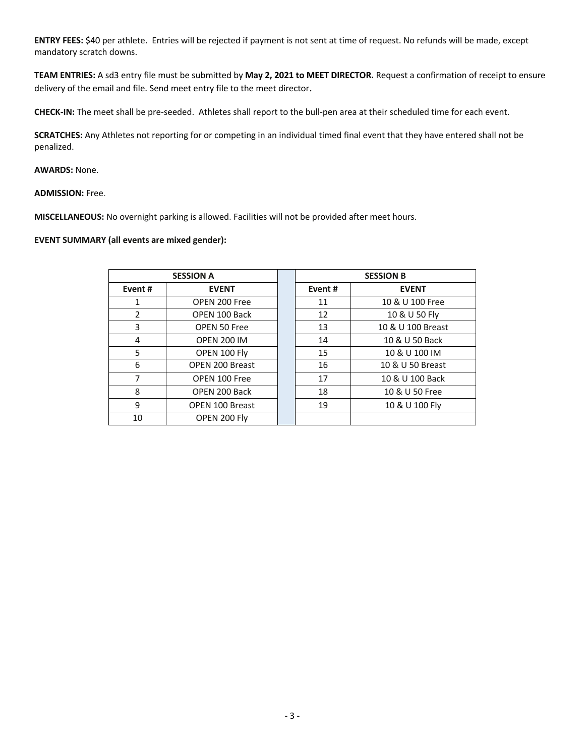**ENTRY FEES:** $40 per athlete. Entries will be rejected if payment is not sent at time of request. No refunds will be made, except mandatory scratch downs.

**TEAM ENTRIES:** A sd3 entry file must be submitted by **May 2, 2021 to MEET DIRECTOR.** Request a confirmation of receipt to ensure delivery of the email and file. Send meet entry file to the meet director.

**CHECK-IN:** The meet shall be pre-seeded. Athletes shall report to the bull-pen area at their scheduled time for each event.

**SCRATCHES:** Any Athletes not reporting for or competing in an individual timed final event that they have entered shall not be penalized.

**AWARDS:** None.

**ADMISSION:** Free.

**MISCELLANEOUS:** No overnight parking is allowed. Facilities will not be provided after meet hours.

**EVENT SUMMARY (all events are mixed gender):**

| SESSION A | | | SESSION B | |
|---|---|---|---|---|
| **Event #** | **EVENT** | | **Event #** | **EVENT** |
| 1 | OPEN 200 Free | | 11 | 10 & U 100 Free |
| 2 | OPEN 100 Back | | 12 | 10 & U 50 Fly |
| 3 | OPEN 50 Free | | 13 | 10 & U 100 Breast |
| 4 | OPEN 200 IM | | 14 | 10 & U 50 Back |
| 5 | OPEN 100 Fly | | 15 | 10 & U 100 IM |
| 6 | OPEN 200 Breast | | 16 | 10 & U 50 Breast |
| 7 | OPEN 100 Free | | 17 | 10 & U 100 Back |
| 8 | OPEN 200 Back | | 18 | 10 & U 50 Free |
| 9 | OPEN 100 Breast | | 19 | 10 & U 100 Fly |
| 10 | OPEN 200 Fly | | | |